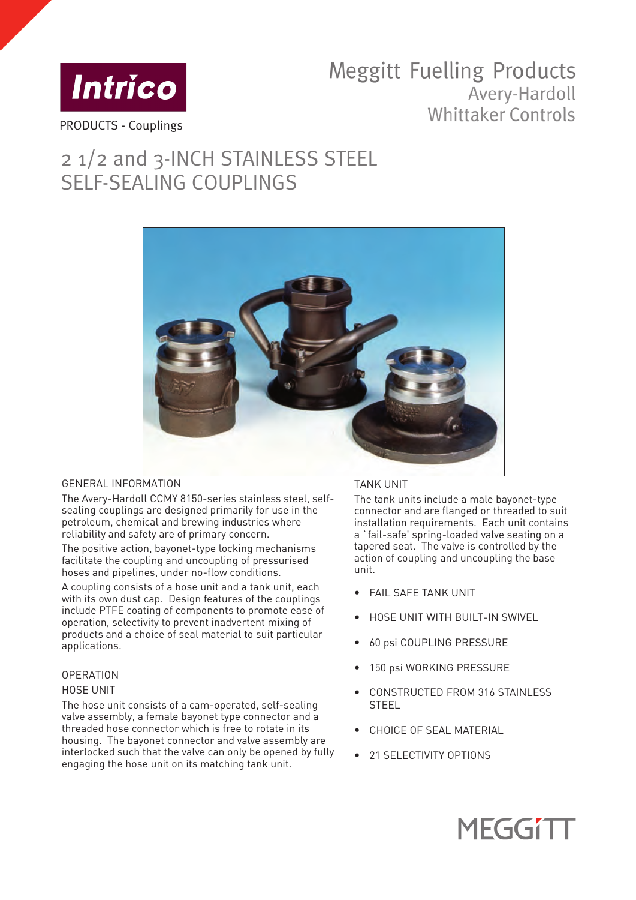Intrico

PRODUCTS - Couplings

Meggitt Fuelling Products
Avery-Hardoll
Whittaker Controls

# 2 1/2 and 3-INCH STAINLESS STEEL SELF-SEALING COUPLINGS

## GENERAL INFORMATION

The Avery-Hardoll CCMY 8150-series stainless steel, self-sealing couplings are designed primarily for use in the petroleum, chemical and brewing industries where reliability and safety are of primary concern.

The positive action, bayonet-type locking mechanisms facilitate the coupling and uncoupling of pressurised hoses and pipelines, under no-flow conditions.

A coupling consists of a hose unit and a tank unit, each with its own dust cap. Design features of the couplings include PTFE coating of components to promote ease of operation, selectivity to prevent inadvertent mixing of products and a choice of seal material to suit particular applications.

## OPERATION

### HOSE UNIT

The hose unit consists of a cam-operated, self-sealing valve assembly, a female bayonet type connector and a threaded hose connector which is free to rotate in its housing. The bayonet connector and valve assembly are interlocked such that the valve can only be opened by fully engaging the hose unit on its matching tank unit.

### TANK UNIT

The tank units include a male bayonet-type connector and are flanged or threaded to suit installation requirements. Each unit contains a `fail-safe' spring-loaded valve seating on a tapered seat. The valve is controlled by the action of coupling and uncoupling the base unit.

- FAIL SAFE TANK UNIT
- HOSE UNIT WITH BUILT-IN SWIVEL
- 60 psi COUPLING PRESSURE
- 150 psi WORKING PRESSURE
- CONSTRUCTED FROM 316 STAINLESS STEEL
- CHOICE OF SEAL MATERIAL
- 21 SELECTIVITY OPTIONS

MEGGITT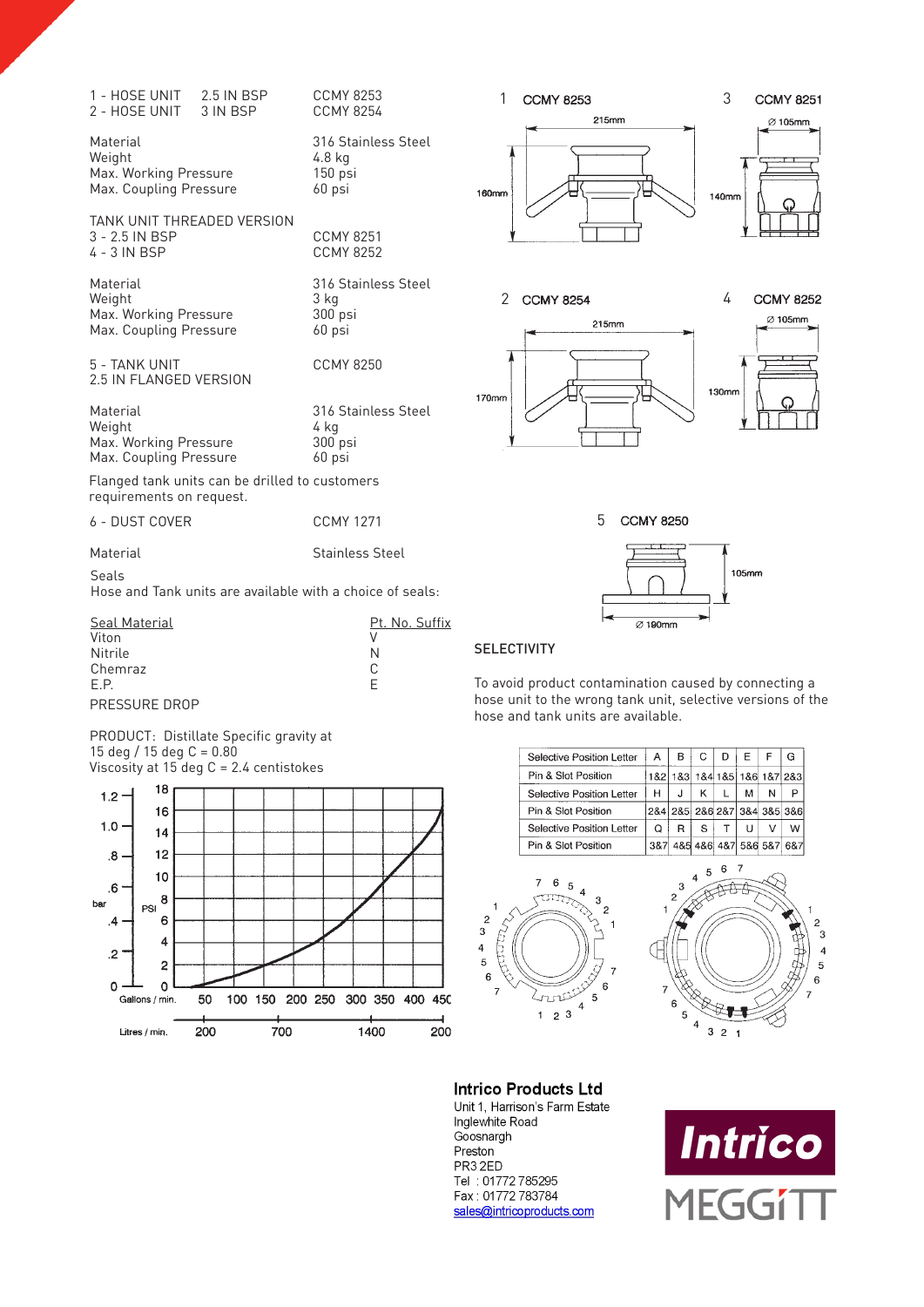1 - HOSE UNIT 2.5 IN BSP CCMY 8253
2 - HOSE UNIT 3 IN BSP CCMY 8254

| | |
|---|---|
| Material | 316 Stainless Steel |
| Weight | 4.8 kg |
| Max. Working Pressure | 150 psi |
| Max. Coupling Pressure | 60 psi |

TANK UNIT THREADED VERSION
3 - 2.5 IN BSP CCMY 8251
4 - 3 IN BSP CCMY 8252

| | |
|---|---|
| Material | 316 Stainless Steel |
| Weight | 3 kg |
| Max. Working Pressure | 300 psi |
| Max. Coupling Pressure | 60 psi |

5 - TANK UNIT CCMY 8250
2.5 IN FLANGED VERSION

| | |
|---|---|
| Material | 316 Stainless Steel |
| Weight | 4 kg |
| Max. Working Pressure | 300 psi |
| Max. Coupling Pressure | 60 psi |

Flanged tank units can be drilled to customers requirements on request.

6 - DUST COVER CCMY 1271

Material Stainless Steel

Seals
Hose and Tank units are available with a choice of seals:

| Seal Material | Pt. No. Suffix |
|---|---|
| Viton | V |
| Nitrile | N |
| Chemraz | C |
| E.P. | E |

PRESSURE DROP

PRODUCT: Distillate Specific gravity at 15 deg / 15 deg C = 0.80
Viscosity at 15 deg C = 2.4 centistokes

bar: 0, .2, .4, .6, .8, 1.0, 1.2
PSI: 0, 2, 4, 6, 8, 10, 12, 14, 16, 18
Gallons / min. 50 100 150 200 250 300 350 400 450
Litres / min. 200 700 1400 200

1 CCMY 8253 — 215mm, 160mm

3 CCMY 8251 — Ø 105mm, 140mm

2 CCMY 8254 — 215mm, 170mm

4 CCMY 8252 — Ø 105mm, 130mm

5 CCMY 8250 — 105mm, Ø 190mm

SELECTIVITY

To avoid product contamination caused by connecting a hose unit to the wrong tank unit, selective versions of the hose and tank units are available.

| | | | | | | | |
|---|---|---|---|---|---|---|---|
| Selective Position Letter | A | B | C | D | E | F | G |
| Pin & Slot Position | 1&2 | 1&3 | 1&4 | 1&5 | 1&6 | 1&7 | 2&3 |
| Selective Position Letter | H | J | K | L | M | N | P |
| Pin & Slot Position | 2&4 | 2&5 | 2&6 | 2&7 | 3&4 | 3&5 | 3&6 |
| Selective Position Letter | Q | R | S | T | U | V | W |
| Pin & Slot Position | 3&7 | 4&5 | 4&6 | 4&7 | 5&6 | 5&7 | 6&7 |

**Intrico Products Ltd**
Unit 1, Harrison's Farm Estate
Inglewhite Road
Goosnargh
Preston
PR3 2ED
Tel : 01772 785295
Fax : 01772 783784
sales@intricoproducts.com

Intrico
MEGGITT